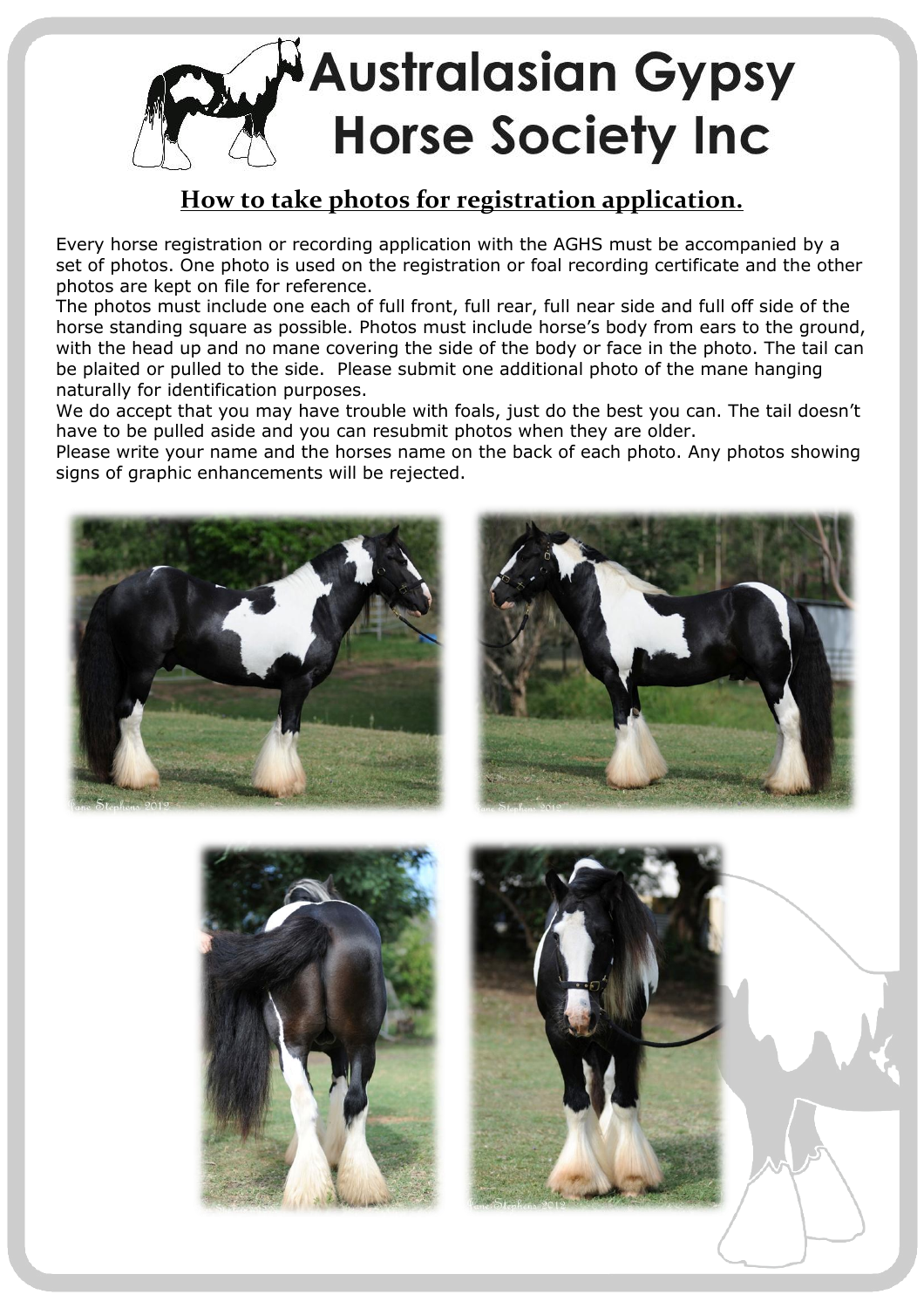# Australasian Gypsy Horse Society Inc

## How to take photos for registration application.

Every horse registration or recording application with the AGHS must be accompanied by a set of photos. One photo is used on the registration or foal recording certificate and the other photos are kept on file for reference.

The photos must include one each of full front, full rear, full near side and full off side of the horse standing square as possible. Photos must include horse's body from ears to the ground, with the head up and no mane covering the side of the body or face in the photo. The tail can be plaited or pulled to the side. Please submit one additional photo of the mane hanging naturally for identification purposes.

We do accept that you may have trouble with foals, just do the best you can. The tail doesn't have to be pulled aside and you can resubmit photos when they are older.

Please write your name and the horses name on the back of each photo. Any photos showing signs of graphic enhancements will be rejected.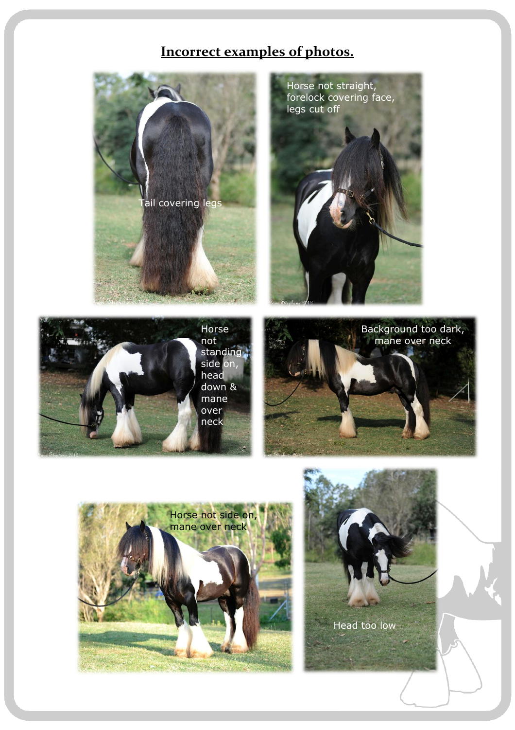# Incorrect examples of photos.

Tail covering legs

Horse not straight, forelock covering face, legs cut off

Horse not standing side on, head down & mane over neck

Background too dark, mane over neck

Horse not side on, mane over neck

Head too low